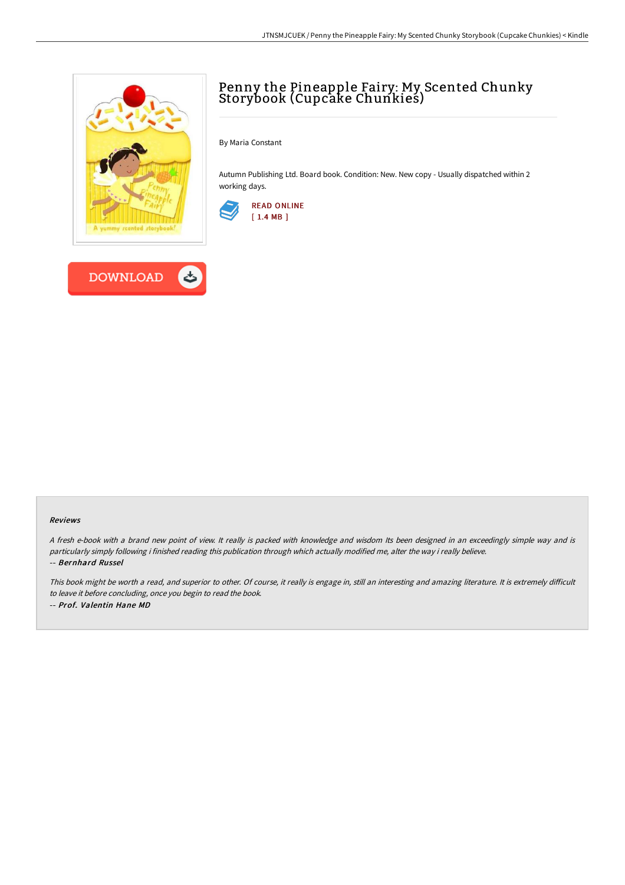# Penny the Pineapple Fairy: My Scented Chunky Storybook (Cupcake Chunkies)

By Maria Constant

Autumn Publishing Ltd. Board book. Condition: New. New copy - Usually dispatched within 2 working days.

READ ONLINE
[ 1.4 MB ]

DOWNLOAD

### Reviews

*A fresh e-book with a brand new point of view. It really is packed with knowledge and wisdom Its been designed in an exceedingly simple way and is particularly simply following i finished reading this publication through which actually modified me, alter the way i really believe.*

*-- **Bernhard Russel***

*This book might be worth a read, and superior to other. Of course, it really is engage in, still an interesting and amazing literature. It is extremely difficult to leave it before concluding, once you begin to read the book.*

*-- **Prof. Valentin Hane MD***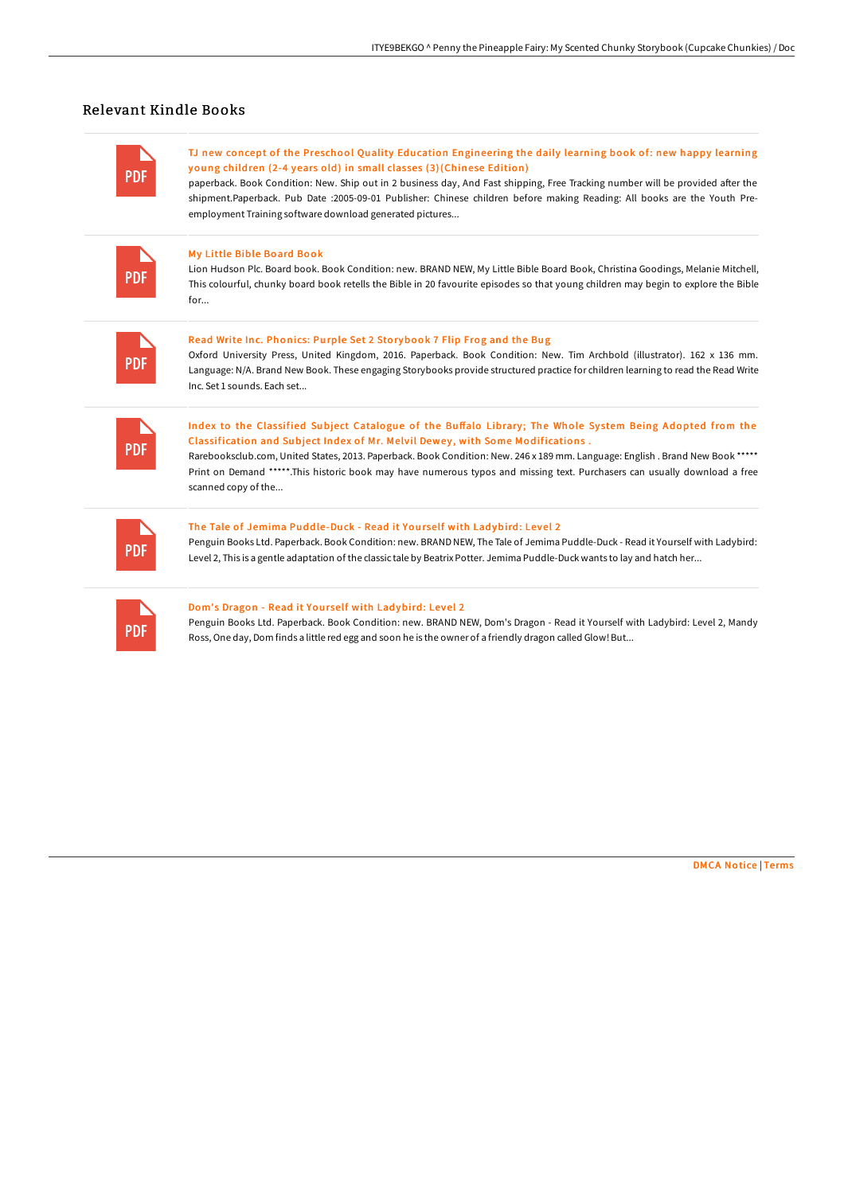## Relevant Kindle Books

**TJ new concept of the Preschool Quality Education Engineering the daily learning book of: new happy learning young children (2-4 years old) in small classes (3)(Chinese Edition)**

paperback. Book Condition: New. Ship out in 2 business day, And Fast shipping, Free Tracking number will be provided after the shipment.Paperback. Pub Date :2005-09-01 Publisher: Chinese children before making Reading: All books are the Youth Pre-employment Training software download generated pictures...

**My Little Bible Board Book**

Lion Hudson Plc. Board book. Book Condition: new. BRAND NEW, My Little Bible Board Book, Christina Goodings, Melanie Mitchell, This colourful, chunky board book retells the Bible in 20 favourite episodes so that young children may begin to explore the Bible for...

**Read Write Inc. Phonics: Purple Set 2 Storybook 7 Flip Frog and the Bug**

Oxford University Press, United Kingdom, 2016. Paperback. Book Condition: New. Tim Archbold (illustrator). 162 x 136 mm. Language: N/A. Brand New Book. These engaging Storybooks provide structured practice for children learning to read the Read Write Inc. Set 1 sounds. Each set...

**Index to the Classified Subject Catalogue of the Buffalo Library; The Whole System Being Adopted from the Classification and Subject Index of Mr. Melvil Dewey, with Some Modifications .**

Rarebooksclub.com, United States, 2013. Paperback. Book Condition: New. 246 x 189 mm. Language: English . Brand New Book ***** Print on Demand *****.This historic book may have numerous typos and missing text. Purchasers can usually download a free scanned copy of the...

**The Tale of Jemima Puddle-Duck - Read it Yourself with Ladybird: Level 2**

Penguin Books Ltd. Paperback. Book Condition: new. BRAND NEW, The Tale of Jemima Puddle-Duck - Read it Yourself with Ladybird: Level 2, This is a gentle adaptation of the classic tale by Beatrix Potter. Jemima Puddle-Duck wants to lay and hatch her...

**Dom's Dragon - Read it Yourself with Ladybird: Level 2**

Penguin Books Ltd. Paperback. Book Condition: new. BRAND NEW, Dom's Dragon - Read it Yourself with Ladybird: Level 2, Mandy Ross, One day, Dom finds a little red egg and soon he is the owner of a friendly dragon called Glow! But...